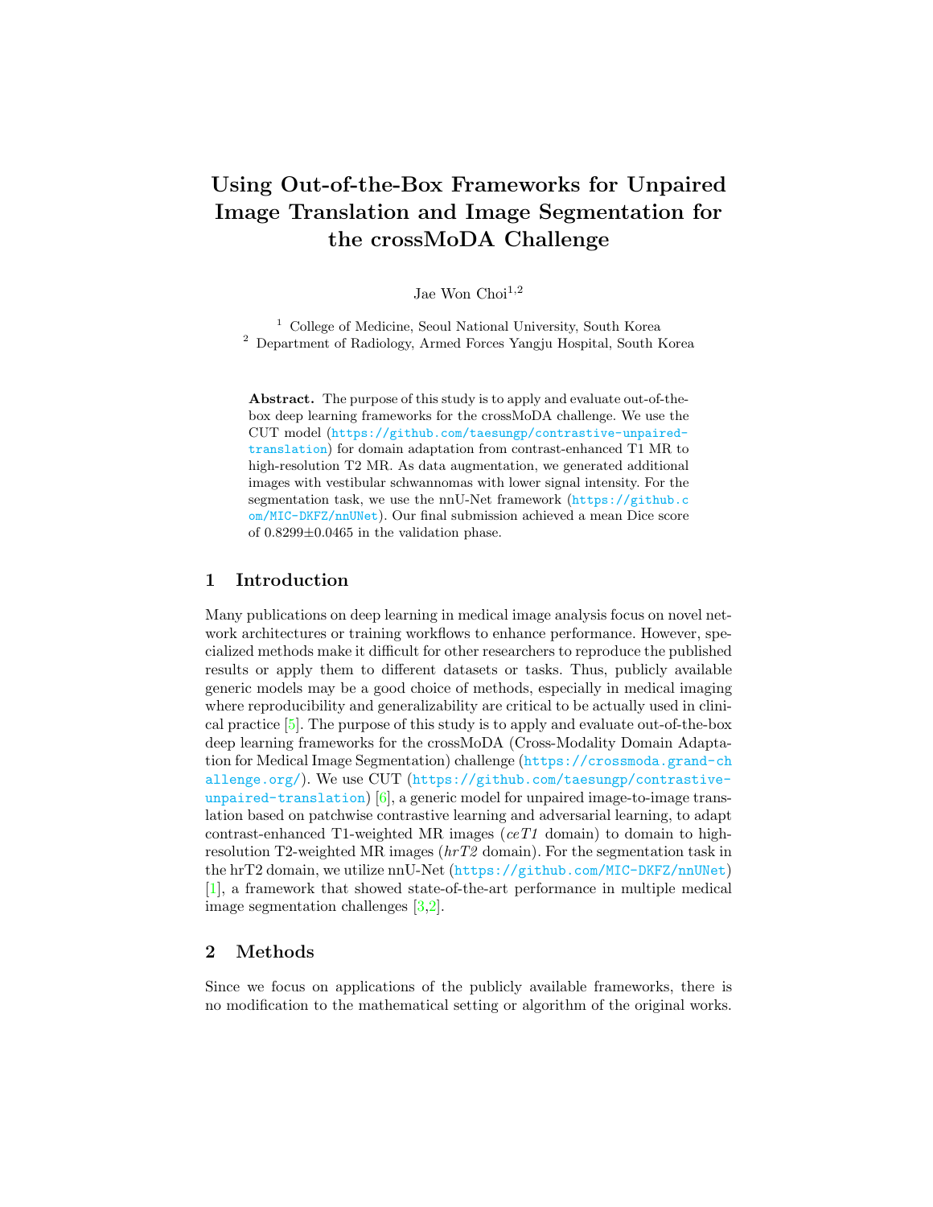# Using Out-of-the-Box Frameworks for Unpaired Image Translation and Image Segmentation for the crossMoDA Challenge

Jae Won Choi[1,2]

[1] College of Medicine, Seoul National University, South Korea
[2] Department of Radiology, Armed Forces Yangju Hospital, South Korea

**Abstract.** The purpose of this study is to apply and evaluate out-of-the-box deep learning frameworks for the crossMoDA challenge. We use the CUT model (https://github.com/taesungp/contrastive-unpaired-translation) for domain adaptation from contrast-enhanced T1 MR to high-resolution T2 MR. As data augmentation, we generated additional images with vestibular schwannomas with lower signal intensity. For the segmentation task, we use the nnU-Net framework (https://github.com/MIC-DKFZ/nnUNet). Our final submission achieved a mean Dice score of 0.8299±0.0465 in the validation phase.

## 1 Introduction

Many publications on deep learning in medical image analysis focus on novel network architectures or training workflows to enhance performance. However, specialized methods make it difficult for other researchers to reproduce the published results or apply them to different datasets or tasks. Thus, publicly available generic models may be a good choice of methods, especially in medical imaging where reproducibility and generalizability are critical to be actually used in clinical practice [5]. The purpose of this study is to apply and evaluate out-of-the-box deep learning frameworks for the crossMoDA (Cross-Modality Domain Adaptation for Medical Image Segmentation) challenge (https://crossmoda.grand-challenge.org/). We use CUT (https://github.com/taesungp/contrastive-unpaired-translation) [6], a generic model for unpaired image-to-image translation based on patchwise contrastive learning and adversarial learning, to adapt contrast-enhanced T1-weighted MR images (*ceT1* domain) to domain to high-resolution T2-weighted MR images (*hrT2* domain). For the segmentation task in the hrT2 domain, we utilize nnU-Net (https://github.com/MIC-DKFZ/nnUNet) [1], a framework that showed state-of-the-art performance in multiple medical image segmentation challenges [3,2].

## 2 Methods

Since we focus on applications of the publicly available frameworks, there is no modification to the mathematical setting or algorithm of the original works.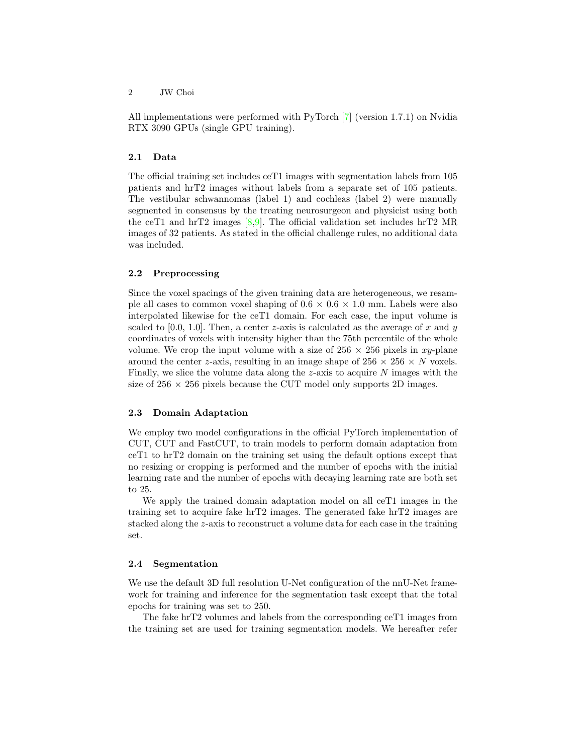All implementations were performed with PyTorch [7] (version 1.7.1) on Nvidia RTX 3090 GPUs (single GPU training).

### 2.1 Data

The official training set includes ceT1 images with segmentation labels from 105 patients and hrT2 images without labels from a separate set of 105 patients. The vestibular schwannomas (label 1) and cochleas (label 2) were manually segmented in consensus by the treating neurosurgeon and physicist using both the ceT1 and hrT2 images [8,9]. The official validation set includes hrT2 MR images of 32 patients. As stated in the official challenge rules, no additional data was included.

### 2.2 Preprocessing

Since the voxel spacings of the given training data are heterogeneous, we resample all cases to common voxel shaping of $0.6 \times 0.6 \times 1.0$ mm. Labels were also interpolated likewise for the ceT1 domain. For each case, the input volume is scaled to [0.0, 1.0]. Then, a center $z$-axis is calculated as the average of $x$ and $y$ coordinates of voxels with intensity higher than the 75th percentile of the whole volume. We crop the input volume with a size of $256 \times 256$ pixels in $xy$-plane around the center $z$-axis, resulting in an image shape of $256 \times 256 \times N$ voxels. Finally, we slice the volume data along the $z$-axis to acquire $N$ images with the size of $256 \times 256$ pixels because the CUT model only supports 2D images.

### 2.3 Domain Adaptation

We employ two model configurations in the official PyTorch implementation of CUT, CUT and FastCUT, to train models to perform domain adaptation from ceT1 to hrT2 domain on the training set using the default options except that no resizing or cropping is performed and the number of epochs with the initial learning rate and the number of epochs with decaying learning rate are both set to 25.

We apply the trained domain adaptation model on all ceT1 images in the training set to acquire fake hrT2 images. The generated fake hrT2 images are stacked along the $z$-axis to reconstruct a volume data for each case in the training set.

### 2.4 Segmentation

We use the default 3D full resolution U-Net configuration of the nnU-Net framework for training and inference for the segmentation task except that the total epochs for training was set to 250.

The fake hrT2 volumes and labels from the corresponding ceT1 images from the training set are used for training segmentation models. We hereafter refer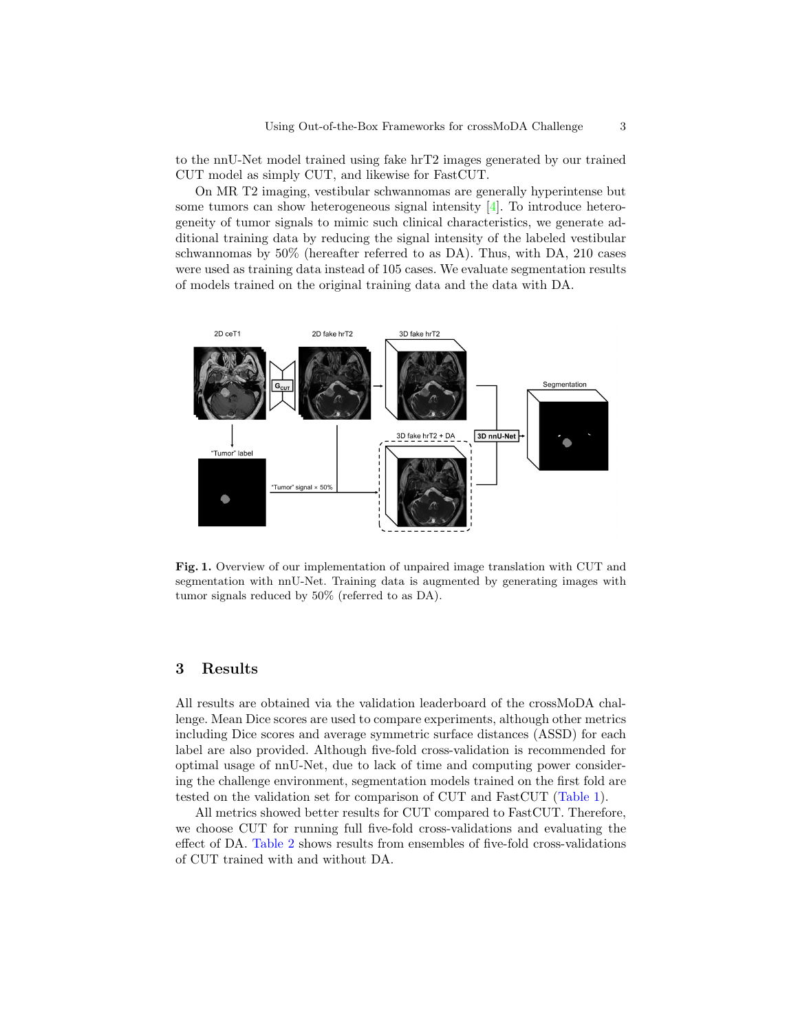to the nnU-Net model trained using fake hrT2 images generated by our trained CUT model as simply CUT, and likewise for FastCUT.

On MR T2 imaging, vestibular schwannomas are generally hyperintense but some tumors can show heterogeneous signal intensity [4]. To introduce heterogeneity of tumor signals to mimic such clinical characteristics, we generate additional training data by reducing the signal intensity of the labeled vestibular schwannomas by 50% (hereafter referred to as DA). Thus, with DA, 210 cases were used as training data instead of 105 cases. We evaluate segmentation results of models trained on the original training data and the data with DA.

**Fig. 1.** Overview of our implementation of unpaired image translation with CUT and segmentation with nnU-Net. Training data is augmented by generating images with tumor signals reduced by 50% (referred to as DA).

## 3 Results

All results are obtained via the validation leaderboard of the crossMoDA challenge. Mean Dice scores are used to compare experiments, although other metrics including Dice scores and average symmetric surface distances (ASSD) for each label are also provided. Although five-fold cross-validation is recommended for optimal usage of nnU-Net, due to lack of time and computing power considering the challenge environment, segmentation models trained on the first fold are tested on the validation set for comparison of CUT and FastCUT (Table 1).

All metrics showed better results for CUT compared to FastCUT. Therefore, we choose CUT for running full five-fold cross-validations and evaluating the effect of DA. Table 2 shows results from ensembles of five-fold cross-validations of CUT trained with and without DA.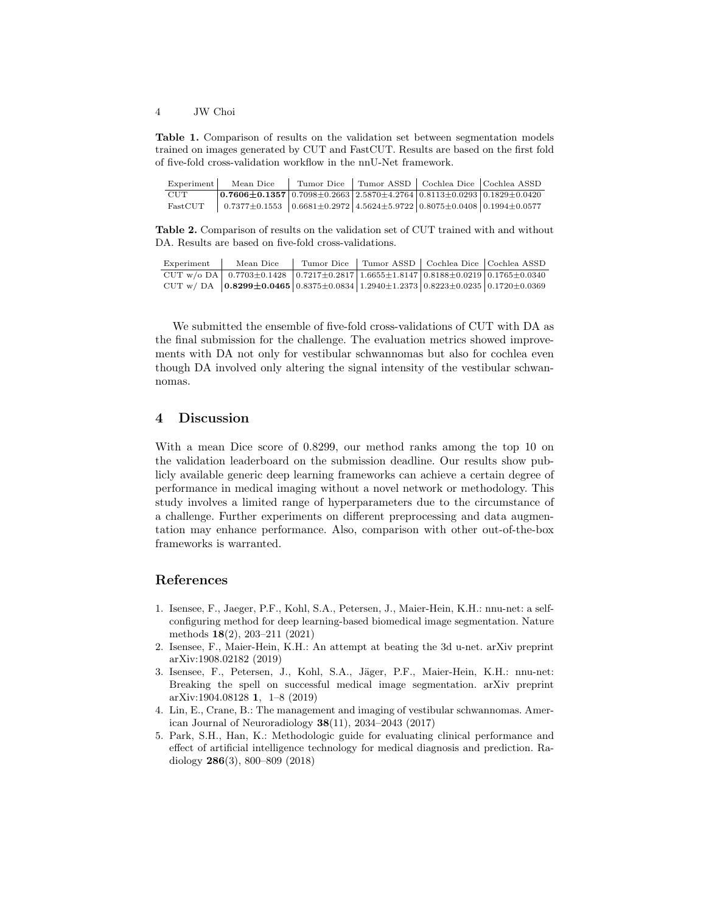**Table 1.** Comparison of results on the validation set between segmentation models trained on images generated by CUT and FastCUT. Results are based on the first fold of five-fold cross-validation workflow in the nnU-Net framework.

| Experiment | Mean Dice | Tumor Dice | Tumor ASSD | Cochlea Dice | Cochlea ASSD |
|---|---|---|---|---|---|
| CUT | **0.7606±0.1357** | 0.7098±0.2663 | 2.5870±4.2764 | 0.8113±0.0293 | 0.1829±0.0420 |
| FastCUT | 0.7377±0.1553 | 0.6681±0.2972 | 4.5624±5.9722 | 0.8075±0.0408 | 0.1994±0.0577 |

**Table 2.** Comparison of results on the validation set of CUT trained with and without DA. Results are based on five-fold cross-validations.

| Experiment | Mean Dice | Tumor Dice | Tumor ASSD | Cochlea Dice | Cochlea ASSD |
|---|---|---|---|---|---|
| CUT w/o DA | 0.7703±0.1428 | 0.7217±0.2817 | 1.6655±1.8147 | 0.8188±0.0219 | 0.1765±0.0340 |
| CUT w/ DA | **0.8299±0.0465** | 0.8375±0.0834 | 1.2940±1.2373 | 0.8223±0.0235 | 0.1720±0.0369 |

We submitted the ensemble of five-fold cross-validations of CUT with DA as the final submission for the challenge. The evaluation metrics showed improvements with DA not only for vestibular schwannomas but also for cochlea even though DA involved only altering the signal intensity of the vestibular schwannomas.

## 4 Discussion

With a mean Dice score of 0.8299, our method ranks among the top 10 on the validation leaderboard on the submission deadline. Our results show publicly available generic deep learning frameworks can achieve a certain degree of performance in medical imaging without a novel network or methodology. This study involves a limited range of hyperparameters due to the circumstance of a challenge. Further experiments on different preprocessing and data augmentation may enhance performance. Also, comparison with other out-of-the-box frameworks is warranted.

## References

1. Isensee, F., Jaeger, P.F., Kohl, S.A., Petersen, J., Maier-Hein, K.H.: nnu-net: a self-configuring method for deep learning-based biomedical image segmentation. Nature methods **18**(2), 203–211 (2021)
2. Isensee, F., Maier-Hein, K.H.: An attempt at beating the 3d u-net. arXiv preprint arXiv:1908.02182 (2019)
3. Isensee, F., Petersen, J., Kohl, S.A., Jäger, P.F., Maier-Hein, K.H.: nnu-net: Breaking the spell on successful medical image segmentation. arXiv preprint arXiv:1904.08128 **1**, 1–8 (2019)
4. Lin, E., Crane, B.: The management and imaging of vestibular schwannomas. American Journal of Neuroradiology **38**(11), 2034–2043 (2017)
5. Park, S.H., Han, K.: Methodologic guide for evaluating clinical performance and effect of artificial intelligence technology for medical diagnosis and prediction. Radiology **286**(3), 800–809 (2018)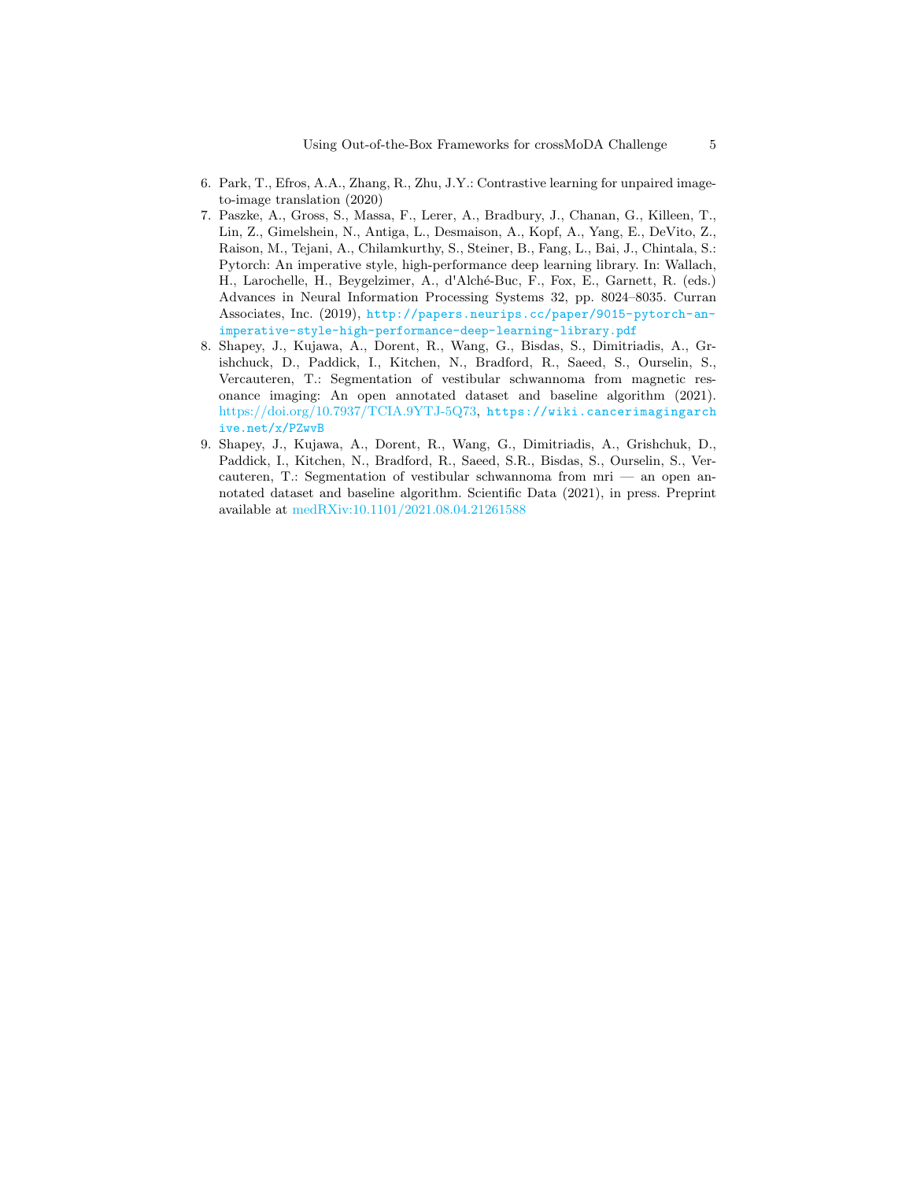6. Park, T., Efros, A.A., Zhang, R., Zhu, J.Y.: Contrastive learning for unpaired image-to-image translation (2020)
7. Paszke, A., Gross, S., Massa, F., Lerer, A., Bradbury, J., Chanan, G., Killeen, T., Lin, Z., Gimelshein, N., Antiga, L., Desmaison, A., Kopf, A., Yang, E., DeVito, Z., Raison, M., Tejani, A., Chilamkurthy, S., Steiner, B., Fang, L., Bai, J., Chintala, S.: Pytorch: An imperative style, high-performance deep learning library. In: Wallach, H., Larochelle, H., Beygelzimer, A., d'Alché-Buc, F., Fox, E., Garnett, R. (eds.) Advances in Neural Information Processing Systems 32, pp. 8024–8035. Curran Associates, Inc. (2019), http://papers.neurips.cc/paper/9015-pytorch-an-imperative-style-high-performance-deep-learning-library.pdf
8. Shapey, J., Kujawa, A., Dorent, R., Wang, G., Bisdas, S., Dimitriadis, A., Grishchuck, D., Paddick, I., Kitchen, N., Bradford, R., Saeed, S., Ourselin, S., Vercauteren, T.: Segmentation of vestibular schwannoma from magnetic resonance imaging: An open annotated dataset and baseline algorithm (2021). https://doi.org/10.7937/TCIA.9YTJ-5Q73, https://wiki.cancerimagingarchive.net/x/PZwvB
9. Shapey, J., Kujawa, A., Dorent, R., Wang, G., Dimitriadis, A., Grishchuk, D., Paddick, I., Kitchen, N., Bradford, R., Saeed, S.R., Bisdas, S., Ourselin, S., Vercauteren, T.: Segmentation of vestibular schwannoma from mri — an open annotated dataset and baseline algorithm. Scientific Data (2021), in press. Preprint available at medRXiv:10.1101/2021.08.04.21261588